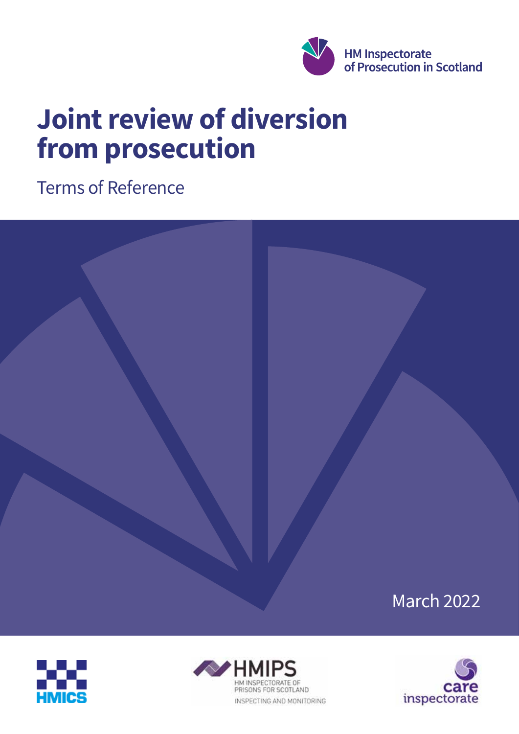HM Inspectorate of Prosecution in Scotland

# Joint review of diversion from prosecution

Terms of Reference

March 2022

HMICS

HMIPS
HM INSPECTORATE OF PRISONS FOR SCOTLAND
INSPECTING AND MONITORING

care inspectorate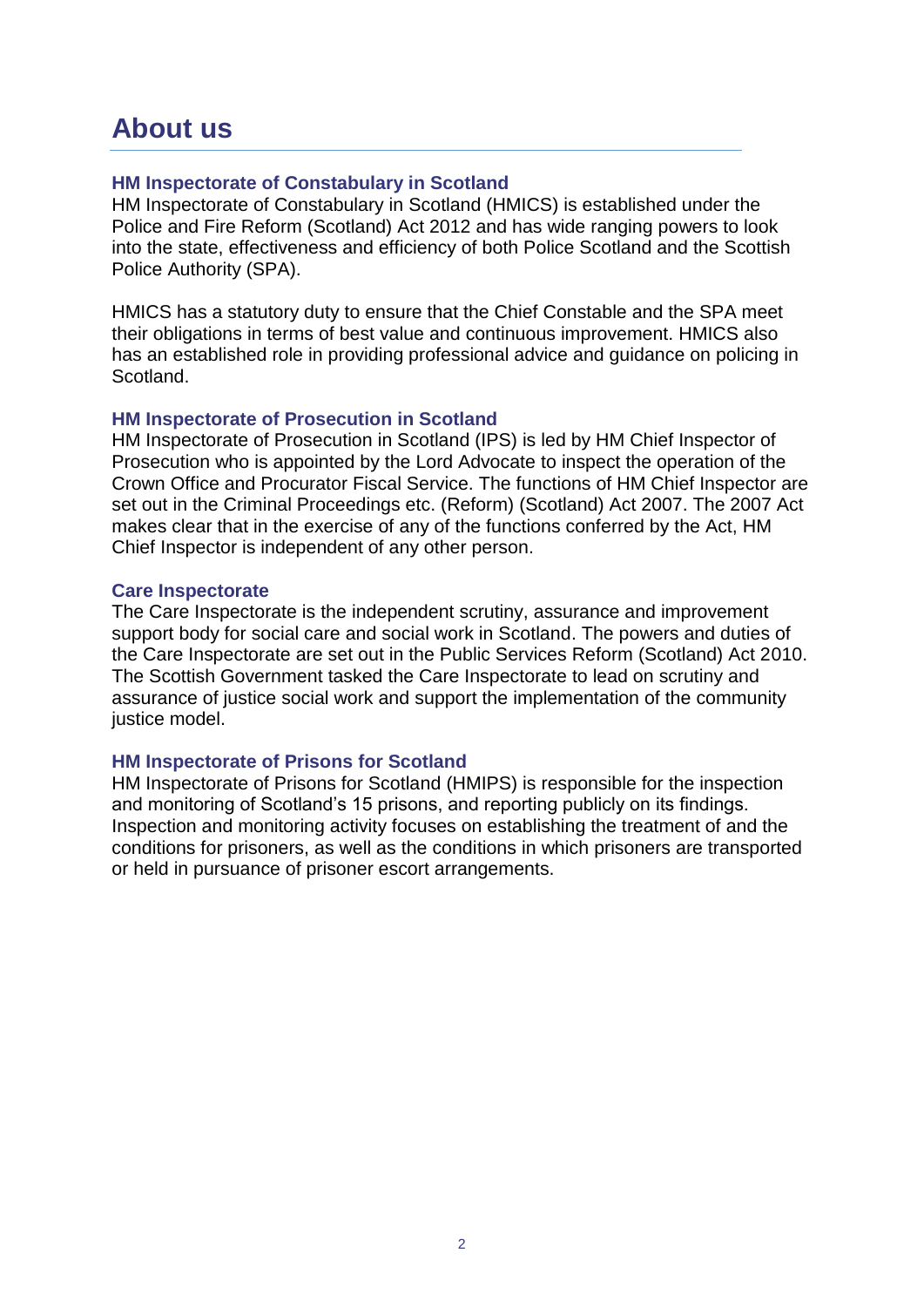# About us

## HM Inspectorate of Constabulary in Scotland

HM Inspectorate of Constabulary in Scotland (HMICS) is established under the Police and Fire Reform (Scotland) Act 2012 and has wide ranging powers to look into the state, effectiveness and efficiency of both Police Scotland and the Scottish Police Authority (SPA).

HMICS has a statutory duty to ensure that the Chief Constable and the SPA meet their obligations in terms of best value and continuous improvement. HMICS also has an established role in providing professional advice and guidance on policing in Scotland.

## HM Inspectorate of Prosecution in Scotland

HM Inspectorate of Prosecution in Scotland (IPS) is led by HM Chief Inspector of Prosecution who is appointed by the Lord Advocate to inspect the operation of the Crown Office and Procurator Fiscal Service. The functions of HM Chief Inspector are set out in the Criminal Proceedings etc. (Reform) (Scotland) Act 2007. The 2007 Act makes clear that in the exercise of any of the functions conferred by the Act, HM Chief Inspector is independent of any other person.

## Care Inspectorate

The Care Inspectorate is the independent scrutiny, assurance and improvement support body for social care and social work in Scotland. The powers and duties of the Care Inspectorate are set out in the Public Services Reform (Scotland) Act 2010. The Scottish Government tasked the Care Inspectorate to lead on scrutiny and assurance of justice social work and support the implementation of the community justice model.

## HM Inspectorate of Prisons for Scotland

HM Inspectorate of Prisons for Scotland (HMIPS) is responsible for the inspection and monitoring of Scotland's 15 prisons, and reporting publicly on its findings. Inspection and monitoring activity focuses on establishing the treatment of and the conditions for prisoners, as well as the conditions in which prisoners are transported or held in pursuance of prisoner escort arrangements.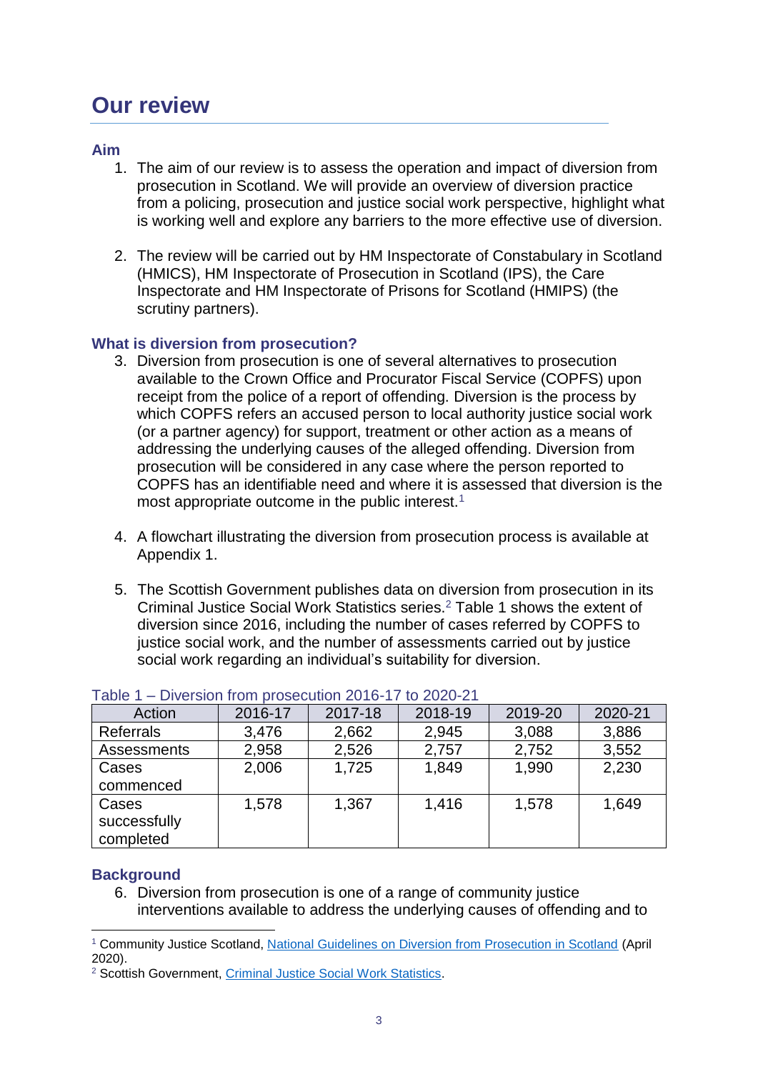# Our review

## Aim

1. The aim of our review is to assess the operation and impact of diversion from prosecution in Scotland. We will provide an overview of diversion practice from a policing, prosecution and justice social work perspective, highlight what is working well and explore any barriers to the more effective use of diversion.

2. The review will be carried out by HM Inspectorate of Constabulary in Scotland (HMICS), HM Inspectorate of Prosecution in Scotland (IPS), the Care Inspectorate and HM Inspectorate of Prisons for Scotland (HMIPS) (the scrutiny partners).

## What is diversion from prosecution?

3. Diversion from prosecution is one of several alternatives to prosecution available to the Crown Office and Procurator Fiscal Service (COPFS) upon receipt from the police of a report of offending. Diversion is the process by which COPFS refers an accused person to local authority justice social work (or a partner agency) for support, treatment or other action as a means of addressing the underlying causes of the alleged offending. Diversion from prosecution will be considered in any case where the person reported to COPFS has an identifiable need and where it is assessed that diversion is the most appropriate outcome in the public interest.[1]

4. A flowchart illustrating the diversion from prosecution process is available at Appendix 1.

5. The Scottish Government publishes data on diversion from prosecution in its Criminal Justice Social Work Statistics series.[2] Table 1 shows the extent of diversion since 2016, including the number of cases referred by COPFS to justice social work, and the number of assessments carried out by justice social work regarding an individual's suitability for diversion.

Table 1 – Diversion from prosecution 2016-17 to 2020-21

| Action | 2016-17 | 2017-18 | 2018-19 | 2019-20 | 2020-21 |
|---|---|---|---|---|---|
| Referrals | 3,476 | 2,662 | 2,945 | 3,088 | 3,886 |
| Assessments | 2,958 | 2,526 | 2,757 | 2,752 | 3,552 |
| Cases commenced | 2,006 | 1,725 | 1,849 | 1,990 | 2,230 |
| Cases successfully completed | 1,578 | 1,367 | 1,416 | 1,578 | 1,649 |

## Background

6. Diversion from prosecution is one of a range of community justice interventions available to address the underlying causes of offending and to

---

[1] Community Justice Scotland, National Guidelines on Diversion from Prosecution in Scotland (April 2020).

[2] Scottish Government, Criminal Justice Social Work Statistics.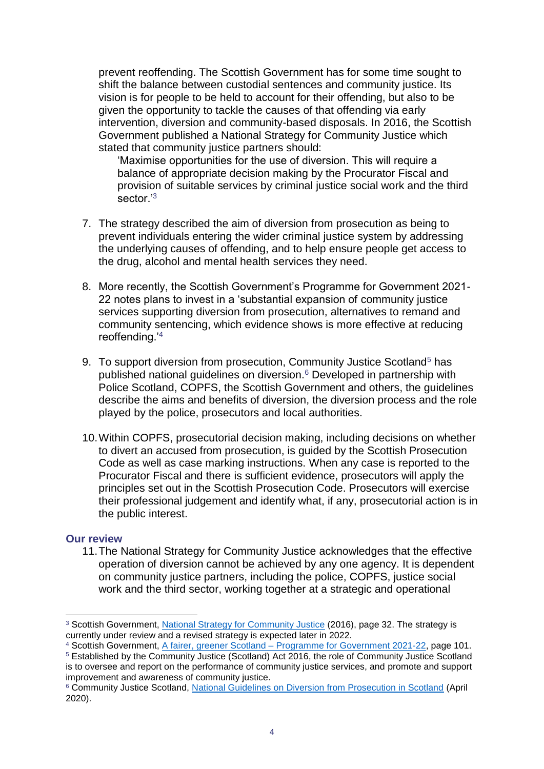prevent reoffending. The Scottish Government has for some time sought to shift the balance between custodial sentences and community justice. Its vision is for people to be held to account for their offending, but also to be given the opportunity to tackle the causes of that offending via early intervention, diversion and community-based disposals. In 2016, the Scottish Government published a National Strategy for Community Justice which stated that community justice partners should:

> 'Maximise opportunities for the use of diversion. This will require a balance of appropriate decision making by the Procurator Fiscal and provision of suitable services by criminal justice social work and the third sector.'[3]

7. The strategy described the aim of diversion from prosecution as being to prevent individuals entering the wider criminal justice system by addressing the underlying causes of offending, and to help ensure people get access to the drug, alcohol and mental health services they need.

8. More recently, the Scottish Government's Programme for Government 2021-22 notes plans to invest in a 'substantial expansion of community justice services supporting diversion from prosecution, alternatives to remand and community sentencing, which evidence shows is more effective at reducing reoffending.'[4]

9. To support diversion from prosecution, Community Justice Scotland[5] has published national guidelines on diversion.[6] Developed in partnership with Police Scotland, COPFS, the Scottish Government and others, the guidelines describe the aims and benefits of diversion, the diversion process and the role played by the police, prosecutors and local authorities.

10. Within COPFS, prosecutorial decision making, including decisions on whether to divert an accused from prosecution, is guided by the Scottish Prosecution Code as well as case marking instructions. When any case is reported to the Procurator Fiscal and there is sufficient evidence, prosecutors will apply the principles set out in the Scottish Prosecution Code. Prosecutors will exercise their professional judgement and identify what, if any, prosecutorial action is in the public interest.

## Our review

11. The National Strategy for Community Justice acknowledges that the effective operation of diversion cannot be achieved by any one agency. It is dependent on community justice partners, including the police, COPFS, justice social work and the third sector, working together at a strategic and operational

---

[3] Scottish Government, National Strategy for Community Justice (2016), page 32. The strategy is currently under review and a revised strategy is expected later in 2022.

[4] Scottish Government, A fairer, greener Scotland – Programme for Government 2021-22, page 101.

[5] Established by the Community Justice (Scotland) Act 2016, the role of Community Justice Scotland is to oversee and report on the performance of community justice services, and promote and support improvement and awareness of community justice.

[6] Community Justice Scotland, National Guidelines on Diversion from Prosecution in Scotland (April 2020).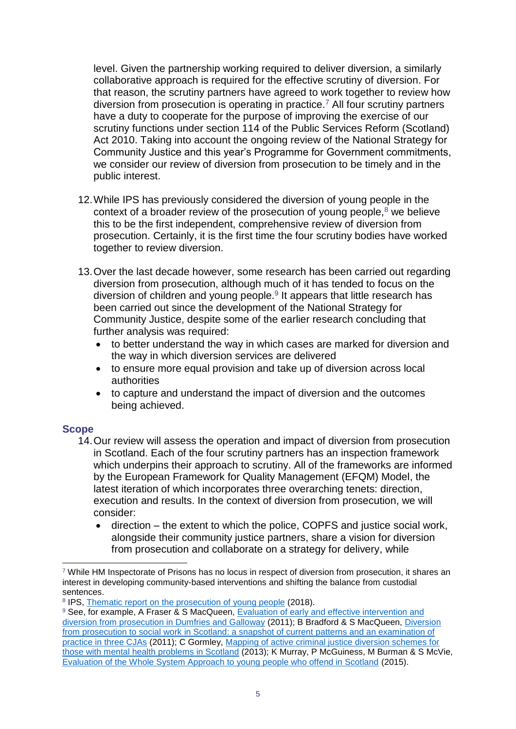level. Given the partnership working required to deliver diversion, a similarly collaborative approach is required for the effective scrutiny of diversion. For that reason, the scrutiny partners have agreed to work together to review how diversion from prosecution is operating in practice.[7] All four scrutiny partners have a duty to cooperate for the purpose of improving the exercise of our scrutiny functions under section 114 of the Public Services Reform (Scotland) Act 2010. Taking into account the ongoing review of the National Strategy for Community Justice and this year's Programme for Government commitments, we consider our review of diversion from prosecution to be timely and in the public interest.

12. While IPS has previously considered the diversion of young people in the context of a broader review of the prosecution of young people,[8] we believe this to be the first independent, comprehensive review of diversion from prosecution. Certainly, it is the first time the four scrutiny bodies have worked together to review diversion.

13. Over the last decade however, some research has been carried out regarding diversion from prosecution, although much of it has tended to focus on the diversion of children and young people.[9] It appears that little research has been carried out since the development of the National Strategy for Community Justice, despite some of the earlier research concluding that further analysis was required:
    - to better understand the way in which cases are marked for diversion and the way in which diversion services are delivered
    - to ensure more equal provision and take up of diversion across local authorities
    - to capture and understand the impact of diversion and the outcomes being achieved.

## Scope

14. Our review will assess the operation and impact of diversion from prosecution in Scotland. Each of the four scrutiny partners has an inspection framework which underpins their approach to scrutiny. All of the frameworks are informed by the European Framework for Quality Management (EFQM) Model, the latest iteration of which incorporates three overarching tenets: direction, execution and results. In the context of diversion from prosecution, we will consider:
    - direction – the extent to which the police, COPFS and justice social work, alongside their community justice partners, share a vision for diversion from prosecution and collaborate on a strategy for delivery, while

---

[7] While HM Inspectorate of Prisons has no locus in respect of diversion from prosecution, it shares an interest in developing community-based interventions and shifting the balance from custodial sentences.

[8] IPS, Thematic report on the prosecution of young people (2018).

[9] See, for example, A Fraser & S MacQueen, Evaluation of early and effective intervention and diversion from prosecution in Dumfries and Galloway (2011); B Bradford & S MacQueen, Diversion from prosecution to social work in Scotland: a snapshot of current patterns and an examination of practice in three CJAs (2011); C Gormley, Mapping of active criminal justice diversion schemes for those with mental health problems in Scotland (2013); K Murray, P McGuiness, M Burman & S McVie, Evaluation of the Whole System Approach to young people who offend in Scotland (2015).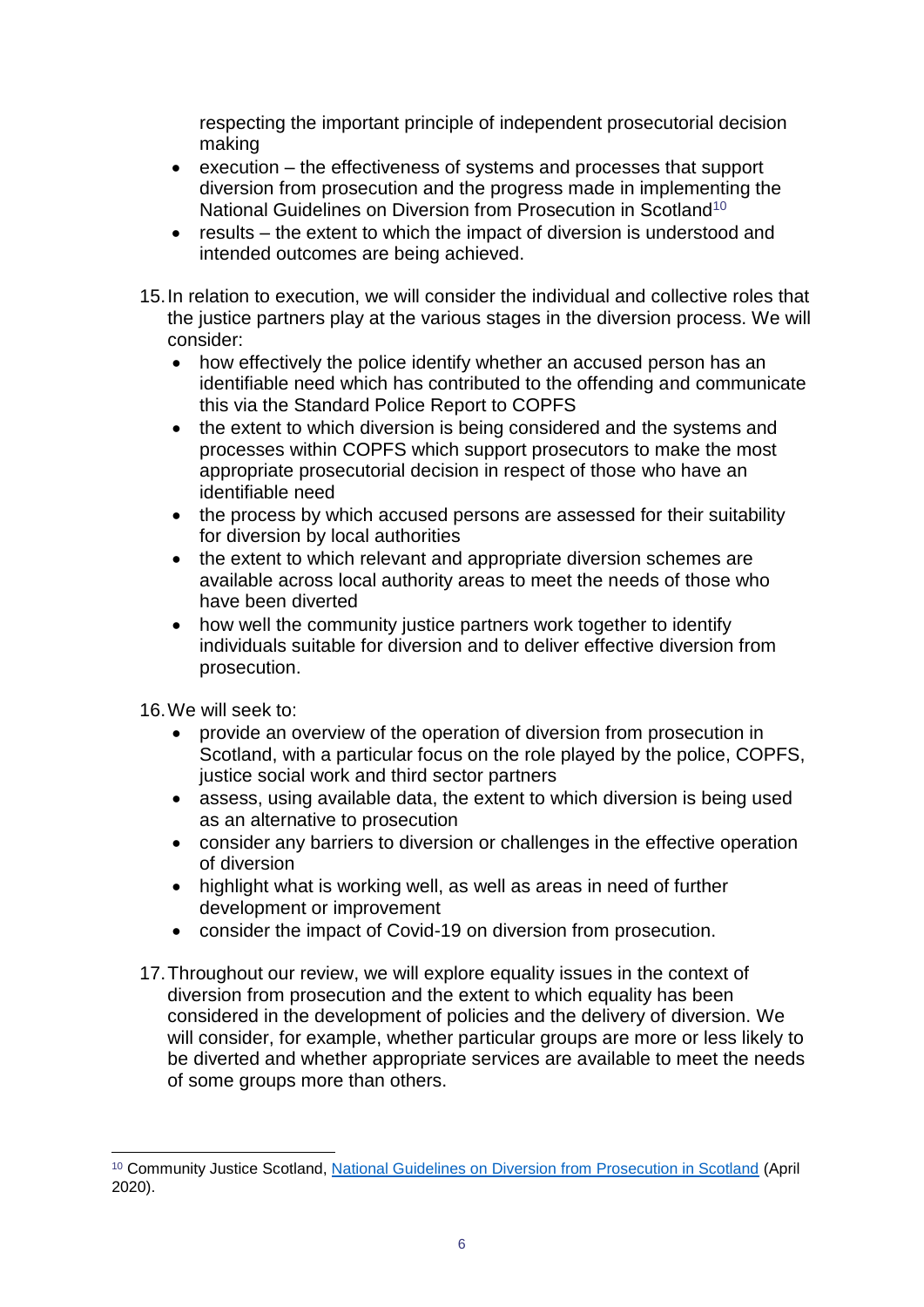respecting the important principle of independent prosecutorial decision making

- execution – the effectiveness of systems and processes that support diversion from prosecution and the progress made in implementing the National Guidelines on Diversion from Prosecution in Scotland[10]
- results – the extent to which the impact of diversion is understood and intended outcomes are being achieved.

15. In relation to execution, we will consider the individual and collective roles that the justice partners play at the various stages in the diversion process. We will consider:
    - how effectively the police identify whether an accused person has an identifiable need which has contributed to the offending and communicate this via the Standard Police Report to COPFS
    - the extent to which diversion is being considered and the systems and processes within COPFS which support prosecutors to make the most appropriate prosecutorial decision in respect of those who have an identifiable need
    - the process by which accused persons are assessed for their suitability for diversion by local authorities
    - the extent to which relevant and appropriate diversion schemes are available across local authority areas to meet the needs of those who have been diverted
    - how well the community justice partners work together to identify individuals suitable for diversion and to deliver effective diversion from prosecution.

16. We will seek to:
    - provide an overview of the operation of diversion from prosecution in Scotland, with a particular focus on the role played by the police, COPFS, justice social work and third sector partners
    - assess, using available data, the extent to which diversion is being used as an alternative to prosecution
    - consider any barriers to diversion or challenges in the effective operation of diversion
    - highlight what is working well, as well as areas in need of further development or improvement
    - consider the impact of Covid-19 on diversion from prosecution.

17. Throughout our review, we will explore equality issues in the context of diversion from prosecution and the extent to which equality has been considered in the development of policies and the delivery of diversion. We will consider, for example, whether particular groups are more or less likely to be diverted and whether appropriate services are available to meet the needs of some groups more than others.

---

[10] Community Justice Scotland, [National Guidelines on Diversion from Prosecution in Scotland](#) (April 2020).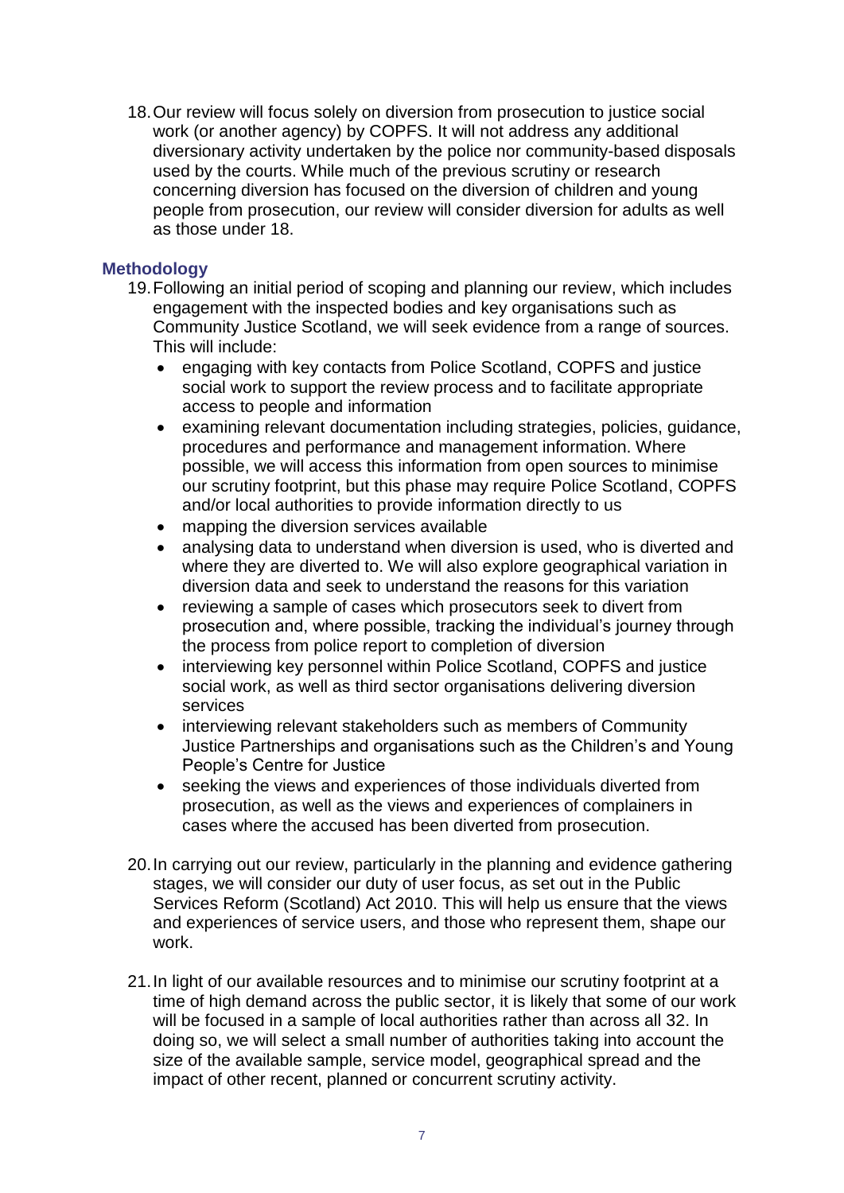18. Our review will focus solely on diversion from prosecution to justice social work (or another agency) by COPFS. It will not address any additional diversionary activity undertaken by the police nor community-based disposals used by the courts. While much of the previous scrutiny or research concerning diversion has focused on the diversion of children and young people from prosecution, our review will consider diversion for adults as well as those under 18.

## Methodology

19. Following an initial period of scoping and planning our review, which includes engagement with the inspected bodies and key organisations such as Community Justice Scotland, we will seek evidence from a range of sources. This will include:
    - engaging with key contacts from Police Scotland, COPFS and justice social work to support the review process and to facilitate appropriate access to people and information
    - examining relevant documentation including strategies, policies, guidance, procedures and performance and management information. Where possible, we will access this information from open sources to minimise our scrutiny footprint, but this phase may require Police Scotland, COPFS and/or local authorities to provide information directly to us
    - mapping the diversion services available
    - analysing data to understand when diversion is used, who is diverted and where they are diverted to. We will also explore geographical variation in diversion data and seek to understand the reasons for this variation
    - reviewing a sample of cases which prosecutors seek to divert from prosecution and, where possible, tracking the individual's journey through the process from police report to completion of diversion
    - interviewing key personnel within Police Scotland, COPFS and justice social work, as well as third sector organisations delivering diversion services
    - interviewing relevant stakeholders such as members of Community Justice Partnerships and organisations such as the Children's and Young People's Centre for Justice
    - seeking the views and experiences of those individuals diverted from prosecution, as well as the views and experiences of complainers in cases where the accused has been diverted from prosecution.

20. In carrying out our review, particularly in the planning and evidence gathering stages, we will consider our duty of user focus, as set out in the Public Services Reform (Scotland) Act 2010. This will help us ensure that the views and experiences of service users, and those who represent them, shape our work.

21. In light of our available resources and to minimise our scrutiny footprint at a time of high demand across the public sector, it is likely that some of our work will be focused in a sample of local authorities rather than across all 32. In doing so, we will select a small number of authorities taking into account the size of the available sample, service model, geographical spread and the impact of other recent, planned or concurrent scrutiny activity.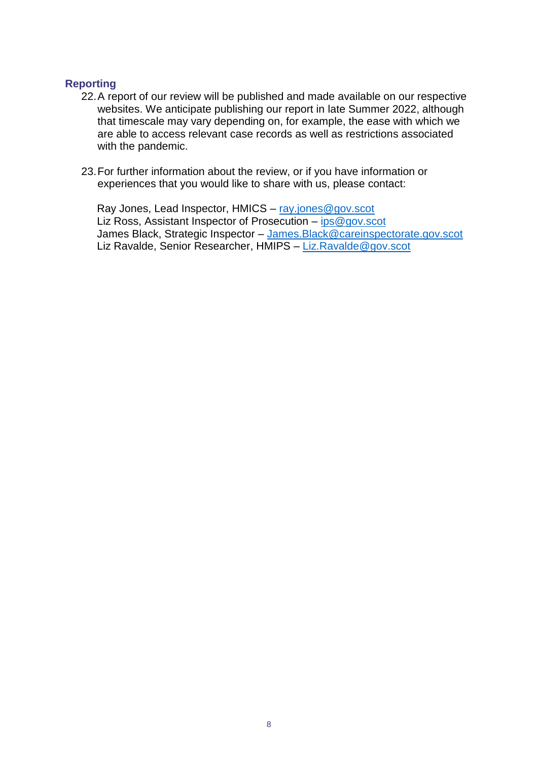## Reporting

22. A report of our review will be published and made available on our respective websites. We anticipate publishing our report in late Summer 2022, although that timescale may vary depending on, for example, the ease with which we are able to access relevant case records as well as restrictions associated with the pandemic.

23. For further information about the review, or if you have information or experiences that you would like to share with us, please contact:

    Ray Jones, Lead Inspector, HMICS – ray.jones@gov.scot
    Liz Ross, Assistant Inspector of Prosecution – ips@gov.scot
    James Black, Strategic Inspector – James.Black@careinspectorate.gov.scot
    Liz Ravalde, Senior Researcher, HMIPS – Liz.Ravalde@gov.scot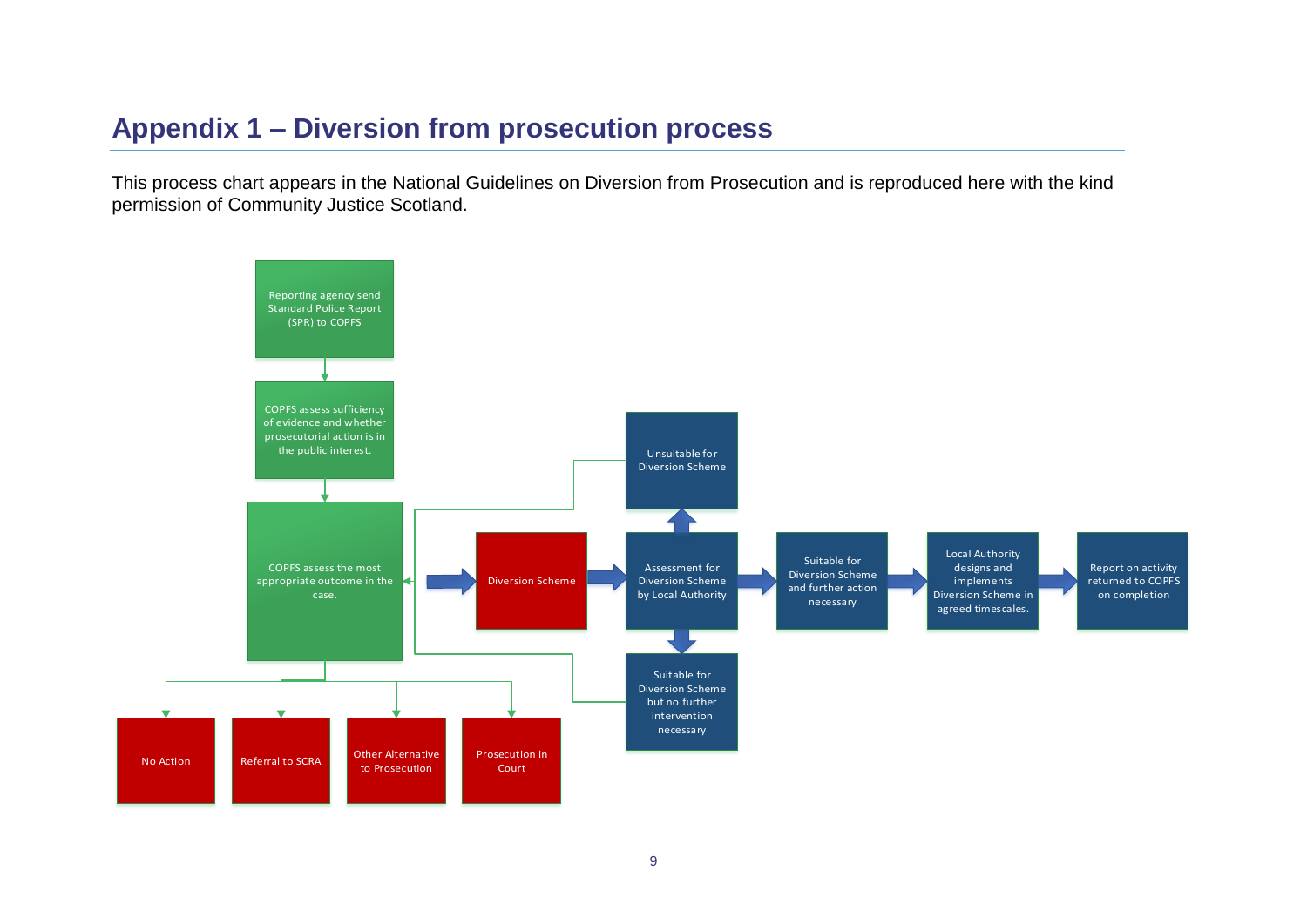# Appendix 1 – Diversion from prosecution process

This process chart appears in the National Guidelines on Diversion from Prosecution and is reproduced here with the kind permission of Community Justice Scotland.

Reporting agency send Standard Police Report (SPR) to COPFS

COPFS assess sufficiency of evidence and whether prosecutorial action is in the public interest.

COPFS assess the most appropriate outcome in the case.

No Action

Referral to SCRA

Other Alternative to Prosecution

Prosecution in Court

Diversion Scheme

Assessment for Diversion Scheme by Local Authority

Unsuitable for Diversion Scheme

Suitable for Diversion Scheme but no further intervention necessary

Suitable for Diversion Scheme and further action necessary

Local Authority designs and implements Diversion Scheme in agreed timescales.

Report on activity returned to COPFS on completion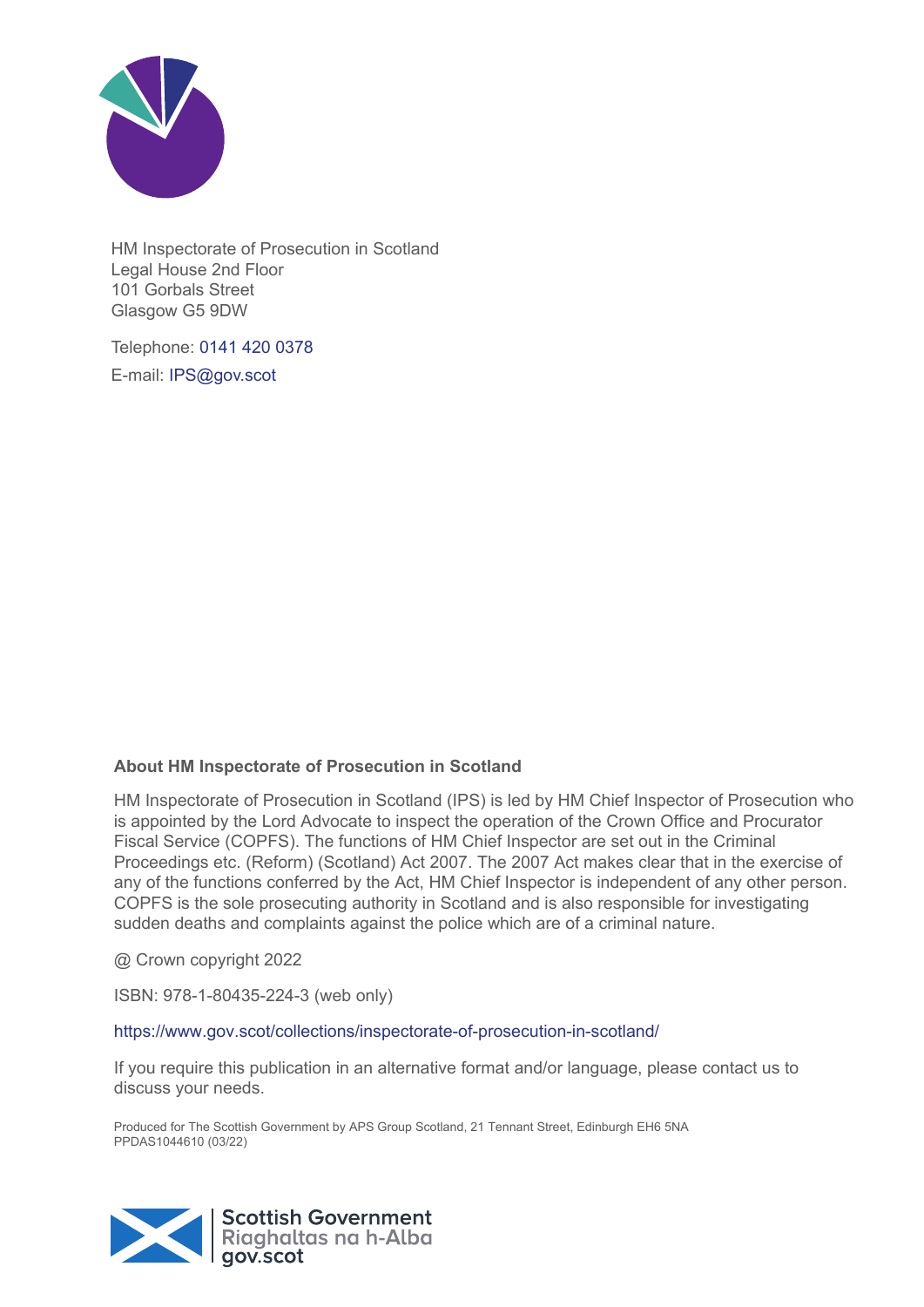HM Inspectorate of Prosecution in Scotland
Legal House 2nd Floor
101 Gorbals Street
Glasgow G5 9DW

Telephone: 0141 420 0378

E-mail: IPS@gov.scot

**About HM Inspectorate of Prosecution in Scotland**

HM Inspectorate of Prosecution in Scotland (IPS) is led by HM Chief Inspector of Prosecution who is appointed by the Lord Advocate to inspect the operation of the Crown Office and Procurator Fiscal Service (COPFS). The functions of HM Chief Inspector are set out in the Criminal Proceedings etc. (Reform) (Scotland) Act 2007. The 2007 Act makes clear that in the exercise of any of the functions conferred by the Act, HM Chief Inspector is independent of any other person. COPFS is the sole prosecuting authority in Scotland and is also responsible for investigating sudden deaths and complaints against the police which are of a criminal nature.

@ Crown copyright 2022

ISBN: 978-1-80435-224-3 (web only)

https://www.gov.scot/collections/inspectorate-of-prosecution-in-scotland/

If you require this publication in an alternative format and/or language, please contact us to discuss your needs.

Produced for The Scottish Government by APS Group Scotland, 21 Tennant Street, Edinburgh EH6 5NA
PPDAS1044610 (03/22)

Scottish Government
Riaghaltas na h-Alba
gov.scot